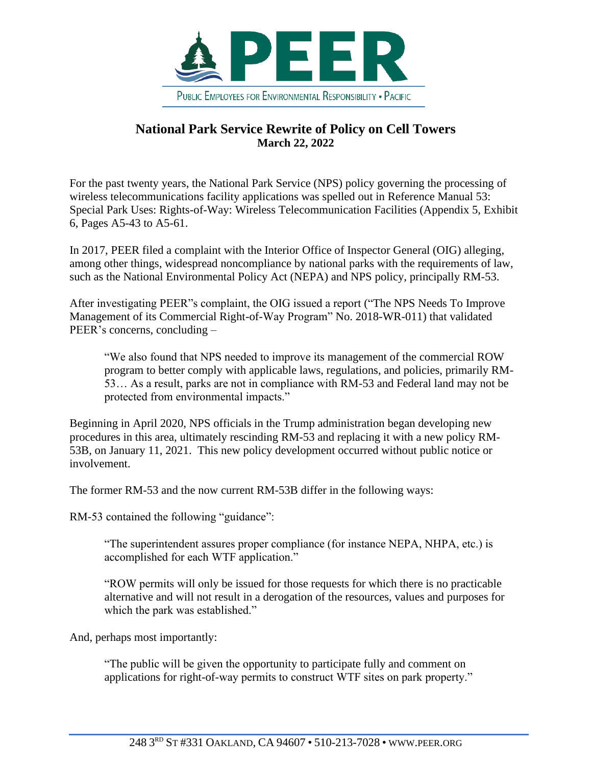**PEER**

PUBLIC EMPLOYEES FOR ENVIRONMENTAL RESPONSIBILITY • PACIFIC

# National Park Service Rewrite of Policy on Cell Towers

**March 22, 2022**

For the past twenty years, the National Park Service (NPS) policy governing the processing of wireless telecommunications facility applications was spelled out in Reference Manual 53: Special Park Uses: Rights-of-Way: Wireless Telecommunication Facilities (Appendix 5, Exhibit 6, Pages A5-43 to A5-61.

In 2017, PEER filed a complaint with the Interior Office of Inspector General (OIG) alleging, among other things, widespread noncompliance by national parks with the requirements of law, such as the National Environmental Policy Act (NEPA) and NPS policy, principally RM-53.

After investigating PEER"s complaint, the OIG issued a report ("The NPS Needs To Improve Management of its Commercial Right-of-Way Program" No. 2018-WR-011) that validated PEER's concerns, concluding –

> "We also found that NPS needed to improve its management of the commercial ROW program to better comply with applicable laws, regulations, and policies, primarily RM-53… As a result, parks are not in compliance with RM-53 and Federal land may not be protected from environmental impacts."

Beginning in April 2020, NPS officials in the Trump administration began developing new procedures in this area, ultimately rescinding RM-53 and replacing it with a new policy RM-53B, on January 11, 2021. This new policy development occurred without public notice or involvement.

The former RM-53 and the now current RM-53B differ in the following ways:

RM-53 contained the following "guidance":

> "The superintendent assures proper compliance (for instance NEPA, NHPA, etc.) is accomplished for each WTF application."

> "ROW permits will only be issued for those requests for which there is no practicable alternative and will not result in a derogation of the resources, values and purposes for which the park was established."

And, perhaps most importantly:

> "The public will be given the opportunity to participate fully and comment on applications for right-of-way permits to construct WTF sites on park property."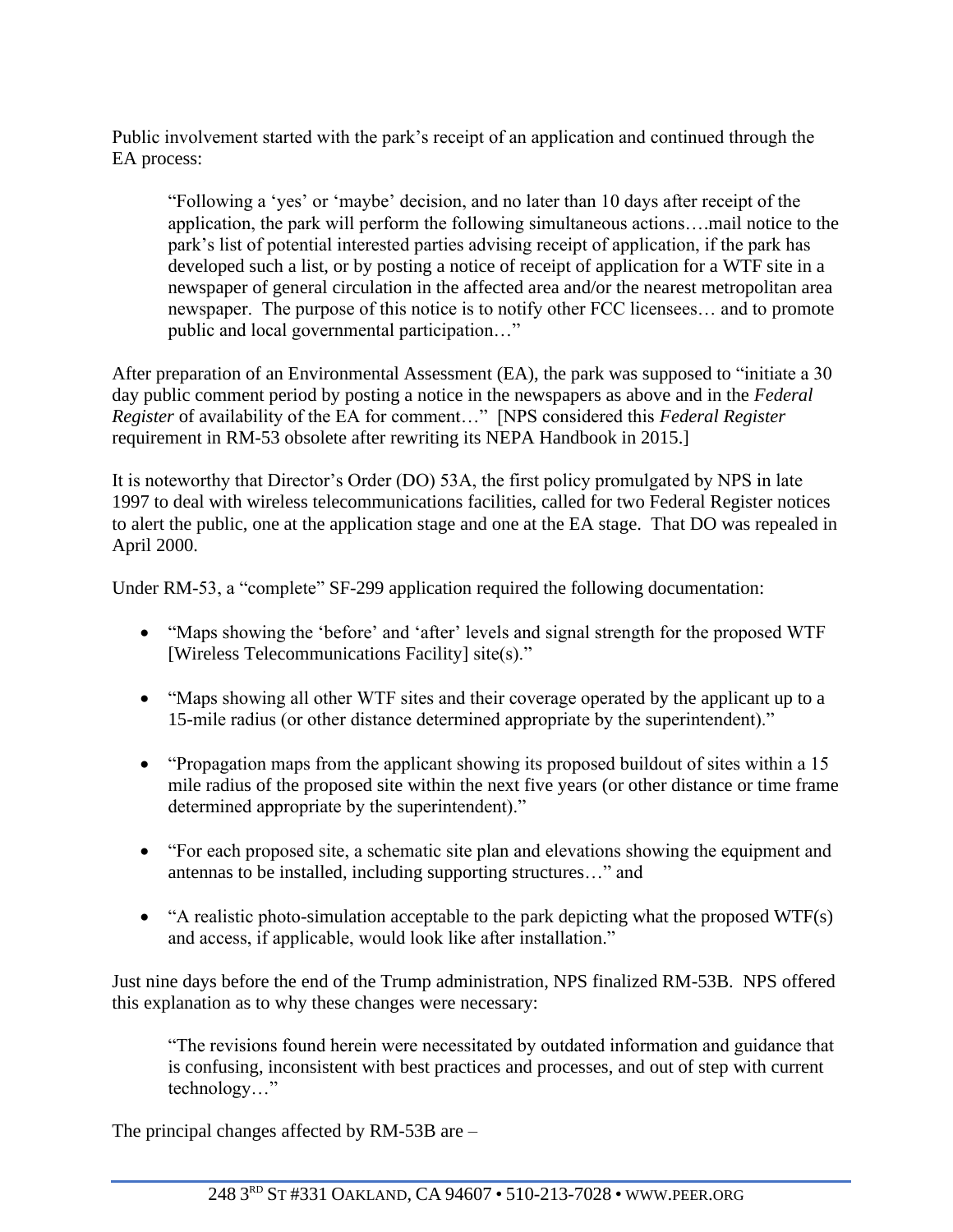Public involvement started with the park's receipt of an application and continued through the EA process:

> "Following a 'yes' or 'maybe' decision, and no later than 10 days after receipt of the application, the park will perform the following simultaneous actions….mail notice to the park's list of potential interested parties advising receipt of application, if the park has developed such a list, or by posting a notice of receipt of application for a WTF site in a newspaper of general circulation in the affected area and/or the nearest metropolitan area newspaper. The purpose of this notice is to notify other FCC licensees… and to promote public and local governmental participation…"

After preparation of an Environmental Assessment (EA), the park was supposed to "initiate a 30 day public comment period by posting a notice in the newspapers as above and in the *Federal Register* of availability of the EA for comment…" [NPS considered this *Federal Register* requirement in RM-53 obsolete after rewriting its NEPA Handbook in 2015.]

It is noteworthy that Director's Order (DO) 53A, the first policy promulgated by NPS in late 1997 to deal with wireless telecommunications facilities, called for two Federal Register notices to alert the public, one at the application stage and one at the EA stage. That DO was repealed in April 2000.

Under RM-53, a "complete" SF-299 application required the following documentation:

- "Maps showing the 'before' and 'after' levels and signal strength for the proposed WTF [Wireless Telecommunications Facility] site(s)."
- "Maps showing all other WTF sites and their coverage operated by the applicant up to a 15-mile radius (or other distance determined appropriate by the superintendent)."
- "Propagation maps from the applicant showing its proposed buildout of sites within a 15 mile radius of the proposed site within the next five years (or other distance or time frame determined appropriate by the superintendent)."
- "For each proposed site, a schematic site plan and elevations showing the equipment and antennas to be installed, including supporting structures…" and
- "A realistic photo-simulation acceptable to the park depicting what the proposed WTF(s) and access, if applicable, would look like after installation."

Just nine days before the end of the Trump administration, NPS finalized RM-53B. NPS offered this explanation as to why these changes were necessary:

> "The revisions found herein were necessitated by outdated information and guidance that is confusing, inconsistent with best practices and processes, and out of step with current technology…"

The principal changes affected by RM-53B are –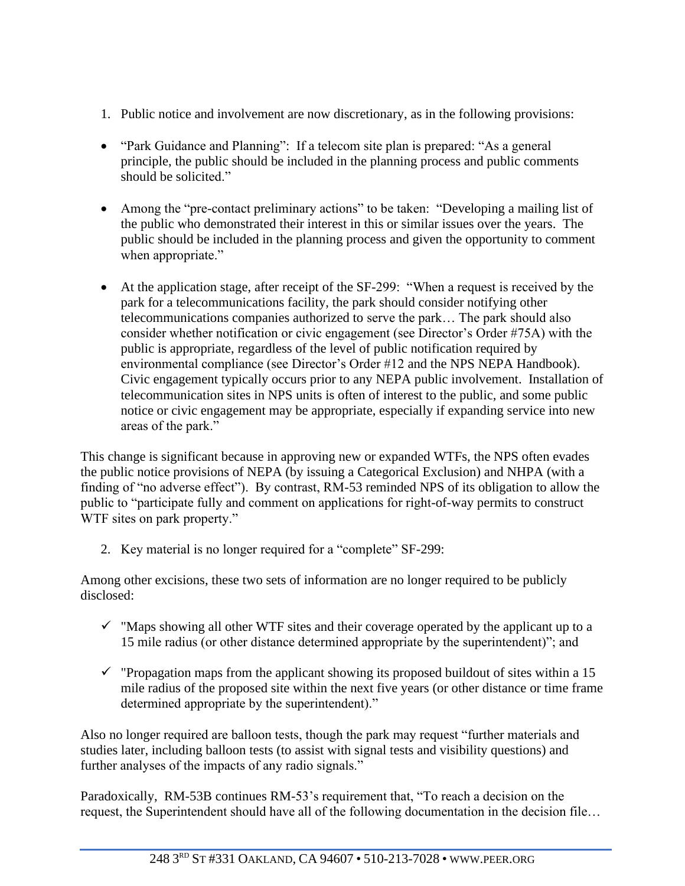1. Public notice and involvement are now discretionary, as in the following provisions:

- "Park Guidance and Planning": If a telecom site plan is prepared: "As a general principle, the public should be included in the planning process and public comments should be solicited."

- Among the "pre-contact preliminary actions" to be taken: "Developing a mailing list of the public who demonstrated their interest in this or similar issues over the years. The public should be included in the planning process and given the opportunity to comment when appropriate."

- At the application stage, after receipt of the SF-299: "When a request is received by the park for a telecommunications facility, the park should consider notifying other telecommunications companies authorized to serve the park… The park should also consider whether notification or civic engagement (see Director's Order #75A) with the public is appropriate, regardless of the level of public notification required by environmental compliance (see Director's Order #12 and the NPS NEPA Handbook). Civic engagement typically occurs prior to any NEPA public involvement. Installation of telecommunication sites in NPS units is often of interest to the public, and some public notice or civic engagement may be appropriate, especially if expanding service into new areas of the park."

This change is significant because in approving new or expanded WTFs, the NPS often evades the public notice provisions of NEPA (by issuing a Categorical Exclusion) and NHPA (with a finding of "no adverse effect"). By contrast, RM-53 reminded NPS of its obligation to allow the public to "participate fully and comment on applications for right-of-way permits to construct WTF sites on park property."

2. Key material is no longer required for a "complete" SF-299:

Among other excisions, these two sets of information are no longer required to be publicly disclosed:

- ✓ "Maps showing all other WTF sites and their coverage operated by the applicant up to a 15 mile radius (or other distance determined appropriate by the superintendent)"; and

- ✓ "Propagation maps from the applicant showing its proposed buildout of sites within a 15 mile radius of the proposed site within the next five years (or other distance or time frame determined appropriate by the superintendent)."

Also no longer required are balloon tests, though the park may request "further materials and studies later, including balloon tests (to assist with signal tests and visibility questions) and further analyses of the impacts of any radio signals."

Paradoxically, RM-53B continues RM-53's requirement that, "To reach a decision on the request, the Superintendent should have all of the following documentation in the decision file…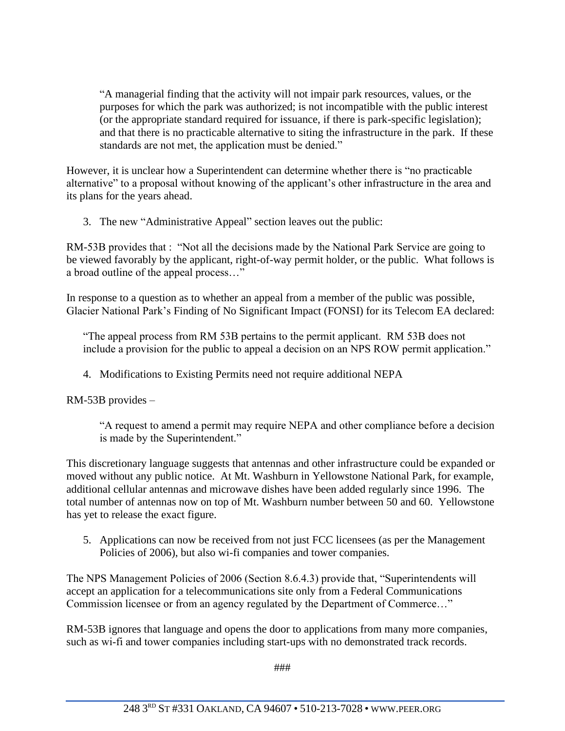> "A managerial finding that the activity will not impair park resources, values, or the purposes for which the park was authorized; is not incompatible with the public interest (or the appropriate standard required for issuance, if there is park-specific legislation); and that there is no practicable alternative to siting the infrastructure in the park. If these standards are not met, the application must be denied."

However, it is unclear how a Superintendent can determine whether there is "no practicable alternative" to a proposal without knowing of the applicant's other infrastructure in the area and its plans for the years ahead.

3. The new "Administrative Appeal" section leaves out the public:

RM-53B provides that : "Not all the decisions made by the National Park Service are going to be viewed favorably by the applicant, right-of-way permit holder, or the public. What follows is a broad outline of the appeal process…"

In response to a question as to whether an appeal from a member of the public was possible, Glacier National Park's Finding of No Significant Impact (FONSI) for its Telecom EA declared:

> "The appeal process from RM 53B pertains to the permit applicant. RM 53B does not include a provision for the public to appeal a decision on an NPS ROW permit application."

4. Modifications to Existing Permits need not require additional NEPA

RM-53B provides –

> "A request to amend a permit may require NEPA and other compliance before a decision is made by the Superintendent."

This discretionary language suggests that antennas and other infrastructure could be expanded or moved without any public notice. At Mt. Washburn in Yellowstone National Park, for example, additional cellular antennas and microwave dishes have been added regularly since 1996. The total number of antennas now on top of Mt. Washburn number between 50 and 60. Yellowstone has yet to release the exact figure.

5. Applications can now be received from not just FCC licensees (as per the Management Policies of 2006), but also wi-fi companies and tower companies.

The NPS Management Policies of 2006 (Section 8.6.4.3) provide that, "Superintendents will accept an application for a telecommunications site only from a Federal Communications Commission licensee or from an agency regulated by the Department of Commerce…"

RM-53B ignores that language and opens the door to applications from many more companies, such as wi-fi and tower companies including start-ups with no demonstrated track records.

###